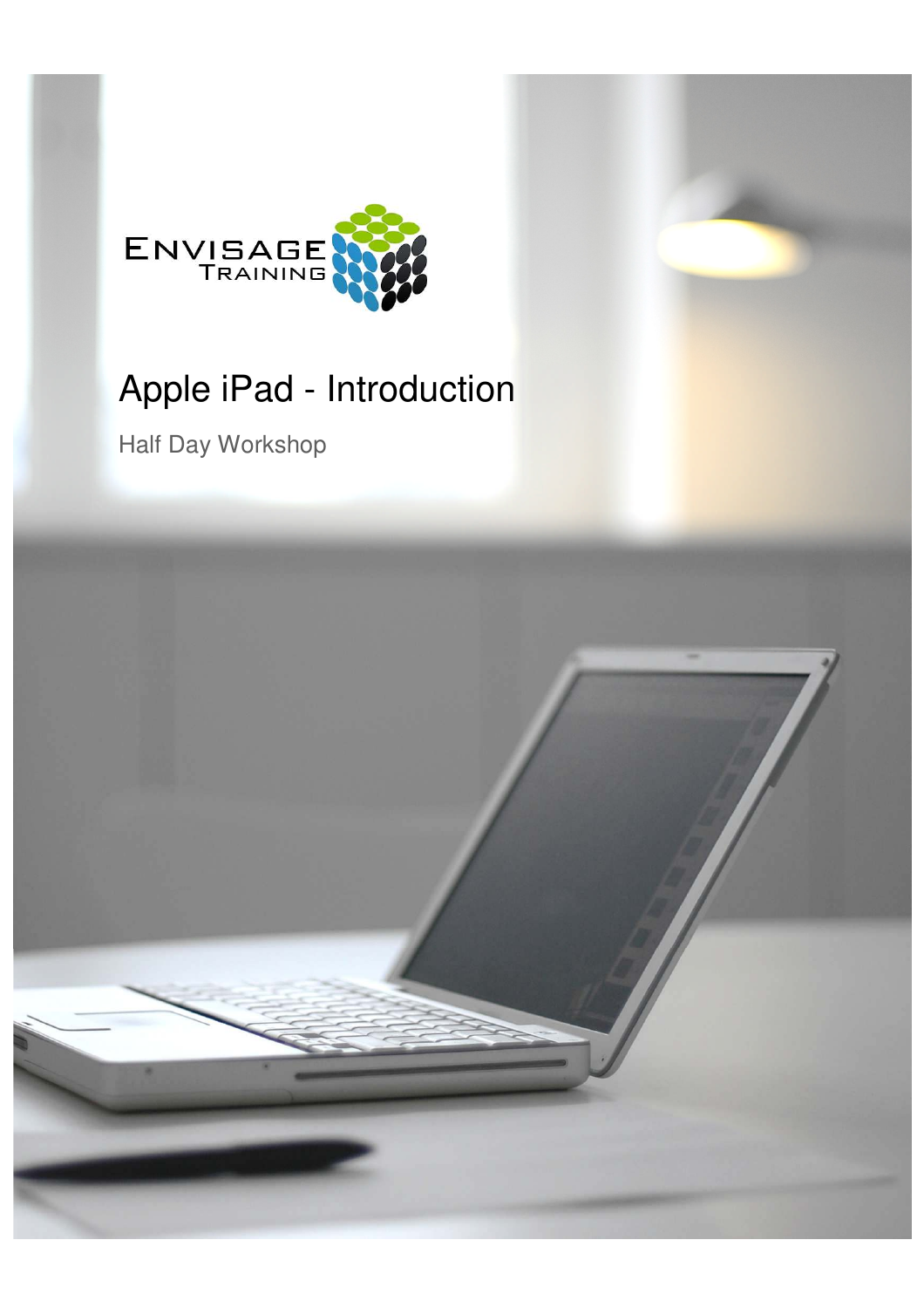ENVISAGE TRAINING

# Apple iPad - Introduction

Half Day Workshop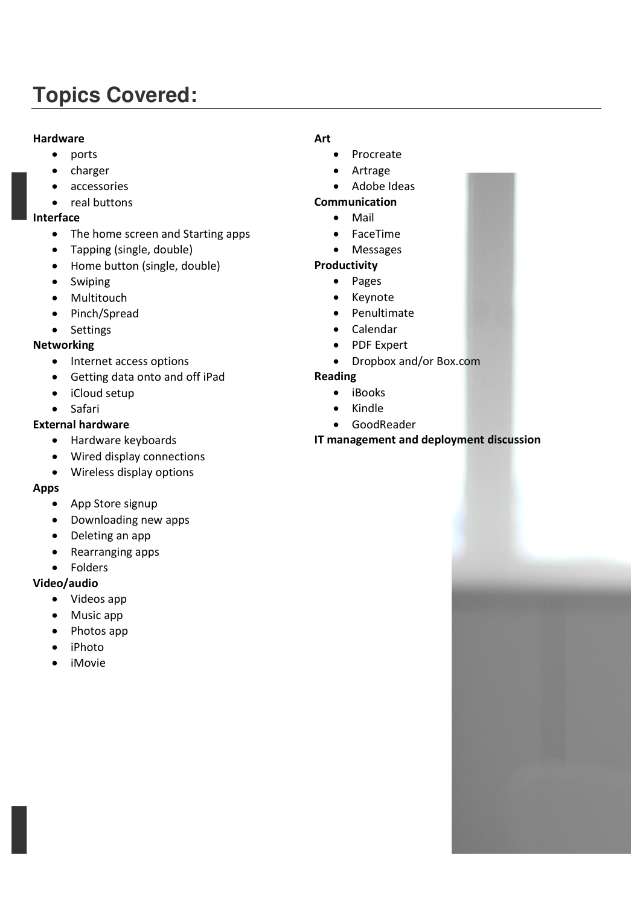## Topics Covered:

**Hardware**

- ports
- charger
- accessories
- real buttons

**Interface**

- The home screen and Starting apps
- Tapping (single, double)
- Home button (single, double)
- Swiping
- Multitouch
- Pinch/Spread
- Settings

**Networking**

- Internet access options
- Getting data onto and off iPad
- iCloud setup
- Safari

**External hardware**

- Hardware keyboards
- Wired display connections
- Wireless display options

**Apps**

- App Store signup
- Downloading new apps
- Deleting an app
- Rearranging apps
- Folders

**Video/audio**

- Videos app
- Music app
- Photos app
- iPhoto
- iMovie

**Art**

- Procreate
- Artrage
- Adobe Ideas

**Communication**

- Mail
- FaceTime
- Messages

**Productivity**

- Pages
- Keynote
- Penultimate
- Calendar
- PDF Expert
- Dropbox and/or Box.com

**Reading**

- iBooks
- Kindle
- GoodReader

**IT management and deployment discussion**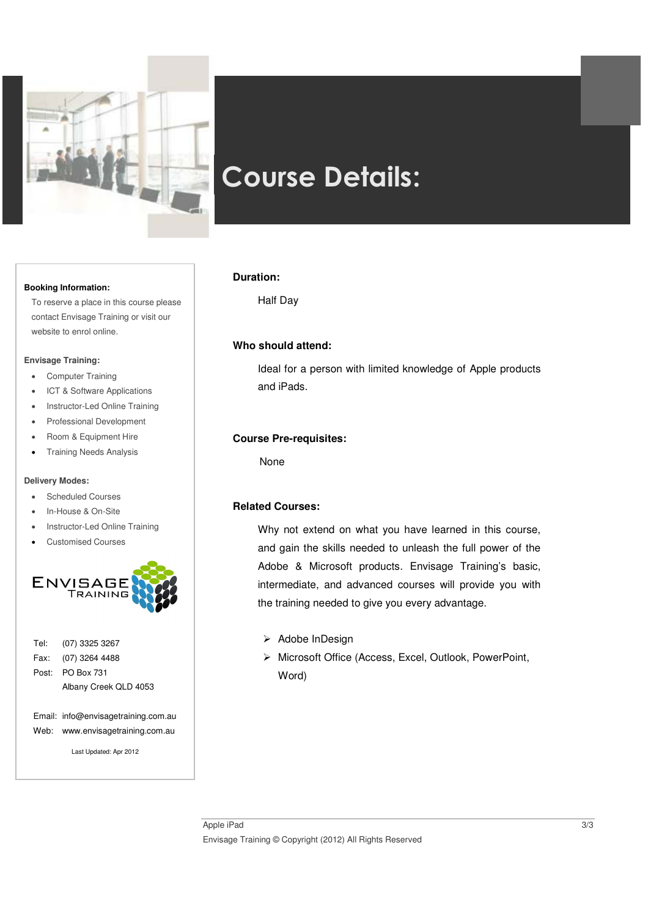# Course Details:

**Duration:**

Half Day

**Who should attend:**

Ideal for a person with limited knowledge of Apple products and iPads.

**Course Pre-requisites:**

None

**Related Courses:**

Why not extend on what you have learned in this course, and gain the skills needed to unleash the full power of the Adobe & Microsoft products. Envisage Training's basic, intermediate, and advanced courses will provide you with the training needed to give you every advantage.

- Adobe InDesign
- Microsoft Office (Access, Excel, Outlook, PowerPoint, Word)

**Booking Information:**

To reserve a place in this course please contact Envisage Training or visit our website to enrol online.

**Envisage Training:**

- Computer Training
- ICT & Software Applications
- Instructor-Led Online Training
- Professional Development
- Room & Equipment Hire
- Training Needs Analysis

**Delivery Modes:**

- Scheduled Courses
- In-House & On-Site
- Instructor-Led Online Training
- Customised Courses

ENVISAGE TRAINING

Tel: (07) 3325 3267
Fax: (07) 3264 4488
Post: PO Box 731
Albany Creek QLD 4053

Email: info@envisagetraining.com.au
Web: www.envisagetraining.com.au

Last Updated: Apr 2012

Apple iPad
Envisage Training © Copyright (2012) All Rights Reserved